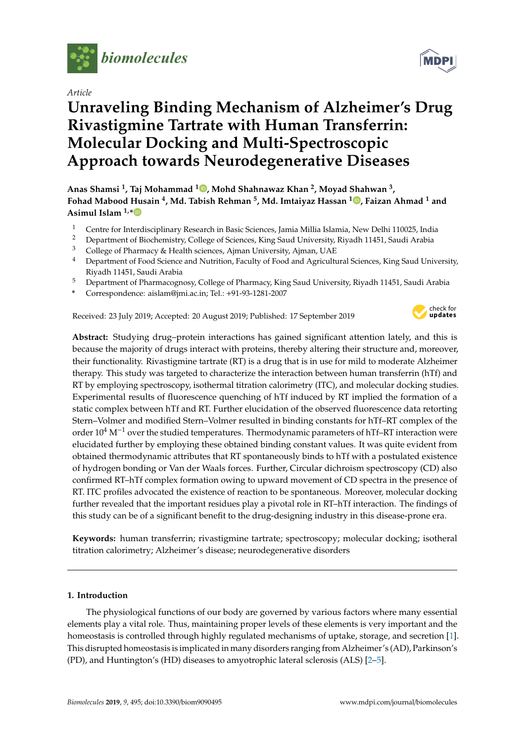*Article*

# Unraveling Binding Mechanism of Alzheimer's Drug Rivastigmine Tartrate with Human Transferrin: Molecular Docking and Multi-Spectroscopic Approach towards Neurodegenerative Diseases

**Anas Shamsi [1], Taj Mohammad [1], Mohd Shahnawaz Khan [2], Moyad Shahwan [3], Fohad Mabood Husain [4], Md. Tabish Rehman [5], Md. Imtaiyaz Hassan [1], Faizan Ahmad [1] and Asimul Islam [1,*]**

1. Centre for Interdisciplinary Research in Basic Sciences, Jamia Millia Islamia, New Delhi 110025, India
2. Department of Biochemistry, College of Sciences, King Saud University, Riyadh 11451, Saudi Arabia
3. College of Pharmacy & Health sciences, Ajman University, Ajman, UAE
4. Department of Food Science and Nutrition, Faculty of Food and Agricultural Sciences, King Saud University, Riyadh 11451, Saudi Arabia
5. Department of Pharmacognosy, College of Pharmacy, King Saud University, Riyadh 11451, Saudi Arabia

\* Correspondence: aislam@jmi.ac.in; Tel.: +91-93-1281-2007

Received: 23 July 2019; Accepted: 20 August 2019; Published: 17 September 2019

**Abstract:** Studying drug–protein interactions has gained significant attention lately, and this is because the majority of drugs interact with proteins, thereby altering their structure and, moreover, their functionality. Rivastigmine tartrate (RT) is a drug that is in use for mild to moderate Alzheimer therapy. This study was targeted to characterize the interaction between human transferrin (hTf) and RT by employing spectroscopy, isothermal titration calorimetry (ITC), and molecular docking studies. Experimental results of fluorescence quenching of hTf induced by RT implied the formation of a static complex between hTf and RT. Further elucidation of the observed fluorescence data retorting Stern–Volmer and modified Stern–Volmer resulted in binding constants for hTf–RT complex of the order $10^4$ $M^{-1}$ over the studied temperatures. Thermodynamic parameters of hTf–RT interaction were elucidated further by employing these obtained binding constant values. It was quite evident from obtained thermodynamic attributes that RT spontaneously binds to hTf with a postulated existence of hydrogen bonding or Van der Waals forces. Further, Circular dichroism spectroscopy (CD) also confirmed RT–hTf complex formation owing to upward movement of CD spectra in the presence of RT. ITC profiles advocated the existence of reaction to be spontaneous. Moreover, molecular docking further revealed that the important residues play a pivotal role in RT–hTf interaction. The findings of this study can be of a significant benefit to the drug-designing industry in this disease-prone era.

**Keywords:** human transferrin; rivastigmine tartrate; spectroscopy; molecular docking; isotheral titration calorimetry; Alzheimer's disease; neurodegenerative disorders

## 1. Introduction

The physiological functions of our body are governed by various factors where many essential elements play a vital role. Thus, maintaining proper levels of these elements is very important and the homeostasis is controlled through highly regulated mechanisms of uptake, storage, and secretion [1]. This disrupted homeostasis is implicated in many disorders ranging from Alzheimer's (AD), Parkinson's (PD), and Huntington's (HD) diseases to amyotrophic lateral sclerosis (ALS) [2–5].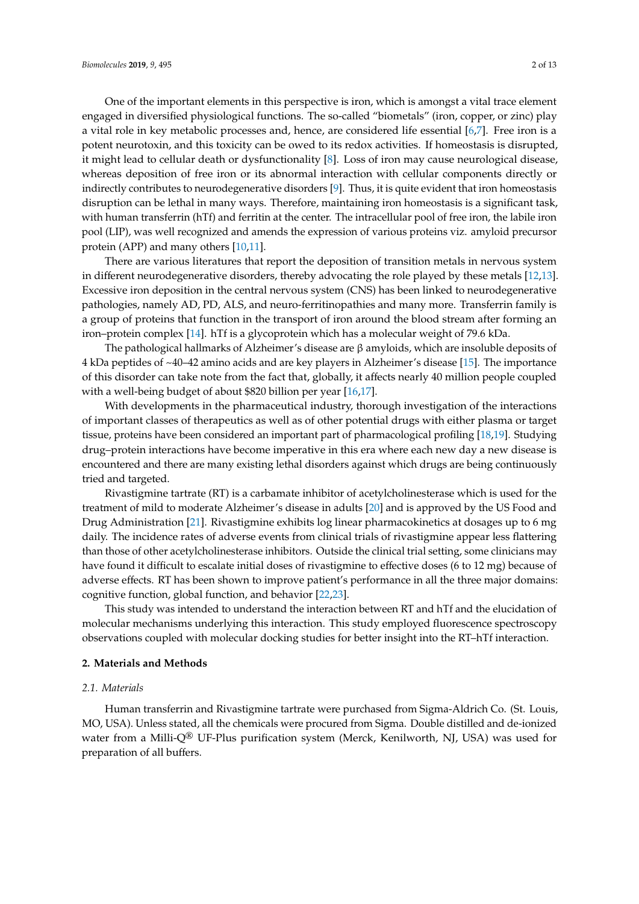One of the important elements in this perspective is iron, which is amongst a vital trace element engaged in diversified physiological functions. The so-called "biometals" (iron, copper, or zinc) play a vital role in key metabolic processes and, hence, are considered life essential [6,7]. Free iron is a potent neurotoxin, and this toxicity can be owed to its redox activities. If homeostasis is disrupted, it might lead to cellular death or dysfunctionality [8]. Loss of iron may cause neurological disease, whereas deposition of free iron or its abnormal interaction with cellular components directly or indirectly contributes to neurodegenerative disorders [9]. Thus, it is quite evident that iron homeostasis disruption can be lethal in many ways. Therefore, maintaining iron homeostasis is a significant task, with human transferrin (hTf) and ferritin at the center. The intracellular pool of free iron, the labile iron pool (LIP), was well recognized and amends the expression of various proteins viz. amyloid precursor protein (APP) and many others [10,11].

There are various literatures that report the deposition of transition metals in nervous system in different neurodegenerative disorders, thereby advocating the role played by these metals [12,13]. Excessive iron deposition in the central nervous system (CNS) has been linked to neurodegenerative pathologies, namely AD, PD, ALS, and neuro-ferritinopathies and many more. Transferrin family is a group of proteins that function in the transport of iron around the blood stream after forming an iron–protein complex [14]. hTf is a glycoprotein which has a molecular weight of 79.6 kDa.

The pathological hallmarks of Alzheimer's disease are β amyloids, which are insoluble deposits of 4 kDa peptides of ~40–42 amino acids and are key players in Alzheimer's disease [15]. The importance of this disorder can take note from the fact that, globally, it affects nearly 40 million people coupled with a well-being budget of about $820 billion per year [16,17].

With developments in the pharmaceutical industry, thorough investigation of the interactions of important classes of therapeutics as well as of other potential drugs with either plasma or target tissue, proteins have been considered an important part of pharmacological profiling [18,19]. Studying drug–protein interactions have become imperative in this era where each new day a new disease is encountered and there are many existing lethal disorders against which drugs are being continuously tried and targeted.

Rivastigmine tartrate (RT) is a carbamate inhibitor of acetylcholinesterase which is used for the treatment of mild to moderate Alzheimer's disease in adults [20] and is approved by the US Food and Drug Administration [21]. Rivastigmine exhibits log linear pharmacokinetics at dosages up to 6 mg daily. The incidence rates of adverse events from clinical trials of rivastigmine appear less flattering than those of other acetylcholinesterase inhibitors. Outside the clinical trial setting, some clinicians may have found it difficult to escalate initial doses of rivastigmine to effective doses (6 to 12 mg) because of adverse effects. RT has been shown to improve patient's performance in all the three major domains: cognitive function, global function, and behavior [22,23].

This study was intended to understand the interaction between RT and hTf and the elucidation of molecular mechanisms underlying this interaction. This study employed fluorescence spectroscopy observations coupled with molecular docking studies for better insight into the RT–hTf interaction.

## 2. Materials and Methods

### 2.1. Materials

Human transferrin and Rivastigmine tartrate were purchased from Sigma-Aldrich Co. (St. Louis, MO, USA). Unless stated, all the chemicals were procured from Sigma. Double distilled and de-ionized water from a Milli-Q® UF-Plus purification system (Merck, Kenilworth, NJ, USA) was used for preparation of all buffers.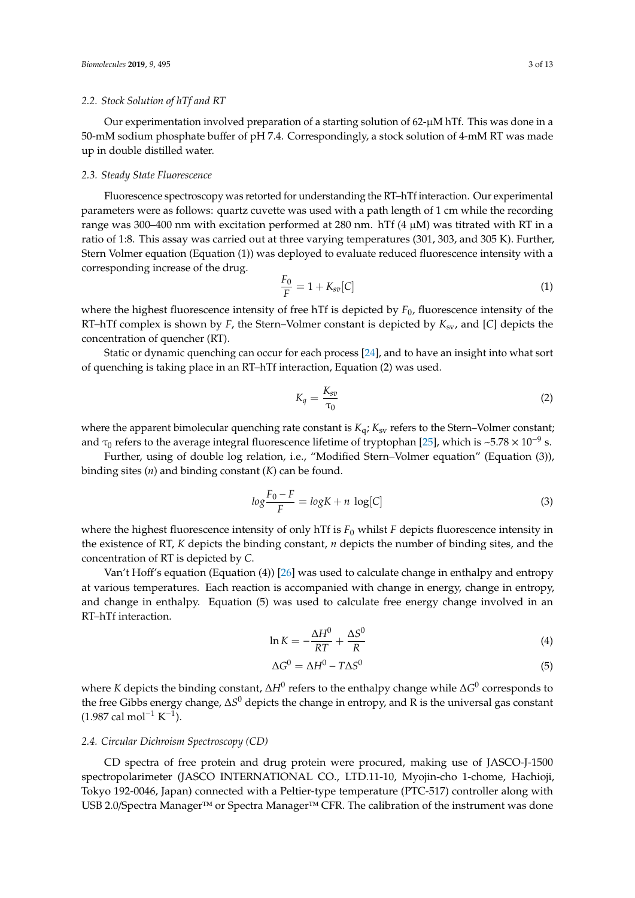### 2.2. Stock Solution of hTf and RT

Our experimentation involved preparation of a starting solution of 62-μM hTf. This was done in a 50-mM sodium phosphate buffer of pH 7.4. Correspondingly, a stock solution of 4-mM RT was made up in double distilled water.

### 2.3. Steady State Fluorescence

Fluorescence spectroscopy was retorted for understanding the RT–hTf interaction. Our experimental parameters were as follows: quartz cuvette was used with a path length of 1 cm while the recording range was 300–400 nm with excitation performed at 280 nm. hTf (4 μM) was titrated with RT in a ratio of 1:8. This assay was carried out at three varying temperatures (301, 303, and 305 K). Further, Stern Volmer equation (Equation (1)) was deployed to evaluate reduced fluorescence intensity with a corresponding increase of the drug.

$$\frac{F_0}{F} = 1 + K_{sv}[C] \tag{1}$$

where the highest fluorescence intensity of free hTf is depicted by $F_0$, fluorescence intensity of the RT–hTf complex is shown by $F$, the Stern–Volmer constant is depicted by $K_{sv}$, and $[C]$ depicts the concentration of quencher (RT).

Static or dynamic quenching can occur for each process [24], and to have an insight into what sort of quenching is taking place in an RT–hTf interaction, Equation (2) was used.

$$K_q = \frac{K_{sv}}{\tau_0} \tag{2}$$

where the apparent bimolecular quenching rate constant is $K_q$; $K_{sv}$ refers to the Stern–Volmer constant; and $\tau_0$ refers to the average integral fluorescence lifetime of tryptophan [25], which is ~$5.78 \times 10^{-9}$ s.

Further, using of double log relation, i.e., "Modified Stern–Volmer equation" (Equation (3)), binding sites ($n$) and binding constant ($K$) can be found.

$$log\frac{F_0 - F}{F} = logK + n\ \log[C] \tag{3}$$

where the highest fluorescence intensity of only hTf is $F_0$ whilst $F$ depicts fluorescence intensity in the existence of RT, $K$ depicts the binding constant, $n$ depicts the number of binding sites, and the concentration of RT is depicted by $C$.

Van't Hoff's equation (Equation (4)) [26] was used to calculate change in enthalpy and entropy at various temperatures. Each reaction is accompanied with change in energy, change in entropy, and change in enthalpy. Equation (5) was used to calculate free energy change involved in an RT–hTf interaction.

$$\ln K = -\frac{\Delta H^0}{RT} + \frac{\Delta S^0}{R} \tag{4}$$

$$\Delta G^0 = \Delta H^0 - T\Delta S^0 \tag{5}$$

where $K$ depicts the binding constant, $\Delta H^0$ refers to the enthalpy change while $\Delta G^0$ corresponds to the free Gibbs energy change, $\Delta S^0$ depicts the change in entropy, and R is the universal gas constant (1.987 cal $mol^{-1}$ $K^{-1}$).

### 2.4. Circular Dichroism Spectroscopy (CD)

CD spectra of free protein and drug protein were procured, making use of JASCO-J-1500 spectropolarimeter (JASCO INTERNATIONAL CO., LTD.11-10, Myojin-cho 1-chome, Hachioji, Tokyo 192-0046, Japan) connected with a Peltier-type temperature (PTC-517) controller along with USB 2.0/Spectra Manager™ or Spectra Manager™ CFR. The calibration of the instrument was done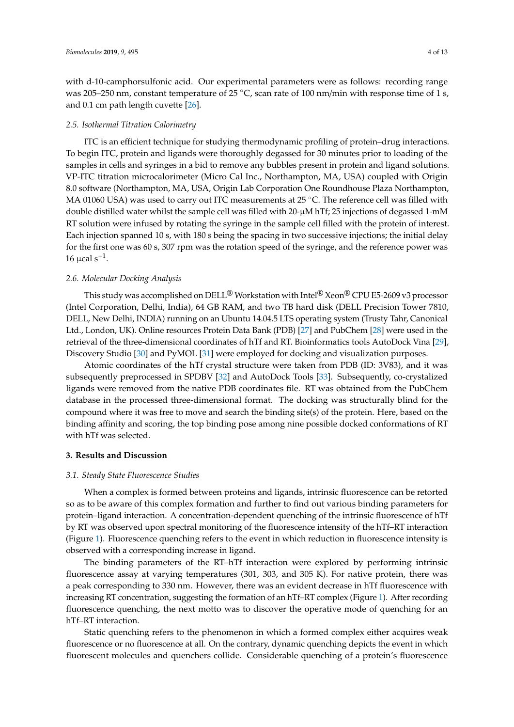with d-10-camphorsulfonic acid. Our experimental parameters were as follows: recording range was 205–250 nm, constant temperature of 25 °C, scan rate of 100 nm/min with response time of 1 s, and 0.1 cm path length cuvette [26].

### 2.5. Isothermal Titration Calorimetry

ITC is an efficient technique for studying thermodynamic profiling of protein–drug interactions. To begin ITC, protein and ligands were thoroughly degassed for 30 minutes prior to loading of the samples in cells and syringes in a bid to remove any bubbles present in protein and ligand solutions. VP-ITC titration microcalorimeter (Micro Cal Inc., Northampton, MA, USA) coupled with Origin 8.0 software (Northampton, MA, USA, Origin Lab Corporation One Roundhouse Plaza Northampton, MA 01060 USA) was used to carry out ITC measurements at 25 °C. The reference cell was filled with double distilled water whilst the sample cell was filled with 20-μM hTf; 25 injections of degassed 1-mM RT solution were infused by rotating the syringe in the sample cell filled with the protein of interest. Each injection spanned 10 s, with 180 s being the spacing in two successive injections; the initial delay for the first one was 60 s, 307 rpm was the rotation speed of the syringe, and the reference power was 16 μcal $s^{-1}$.

### 2.6. Molecular Docking Analysis

This study was accomplished on DELL® Workstation with Intel® Xeon® CPU E5-2609 v3 processor (Intel Corporation, Delhi, India), 64 GB RAM, and two TB hard disk (DELL Precision Tower 7810, DELL, New Delhi, INDIA) running on an Ubuntu 14.04.5 LTS operating system (Trusty Tahr, Canonical Ltd., London, UK). Online resources Protein Data Bank (PDB) [27] and PubChem [28] were used in the retrieval of the three-dimensional coordinates of hTf and RT. Bioinformatics tools AutoDock Vina [29], Discovery Studio [30] and PyMOL [31] were employed for docking and visualization purposes.

Atomic coordinates of the hTf crystal structure were taken from PDB (ID: 3V83), and it was subsequently preprocessed in SPDBV [32] and AutoDock Tools [33]. Subsequently, co-crystalized ligands were removed from the native PDB coordinates file. RT was obtained from the PubChem database in the processed three-dimensional format. The docking was structurally blind for the compound where it was free to move and search the binding site(s) of the protein. Here, based on the binding affinity and scoring, the top binding pose among nine possible docked conformations of RT with hTf was selected.

## 3. Results and Discussion

### 3.1. Steady State Fluorescence Studies

When a complex is formed between proteins and ligands, intrinsic fluorescence can be retorted so as to be aware of this complex formation and further to find out various binding parameters for protein–ligand interaction. A concentration-dependent quenching of the intrinsic fluorescence of hTf by RT was observed upon spectral monitoring of the fluorescence intensity of the hTf–RT interaction (Figure 1). Fluorescence quenching refers to the event in which reduction in fluorescence intensity is observed with a corresponding increase in ligand.

The binding parameters of the RT–hTf interaction were explored by performing intrinsic fluorescence assay at varying temperatures (301, 303, and 305 K). For native protein, there was a peak corresponding to 330 nm. However, there was an evident decrease in hTf fluorescence with increasing RT concentration, suggesting the formation of an hTf–RT complex (Figure 1). After recording fluorescence quenching, the next motto was to discover the operative mode of quenching for an hTf–RT interaction.

Static quenching refers to the phenomenon in which a formed complex either acquires weak fluorescence or no fluorescence at all. On the contrary, dynamic quenching depicts the event in which fluorescent molecules and quenchers collide. Considerable quenching of a protein's fluorescence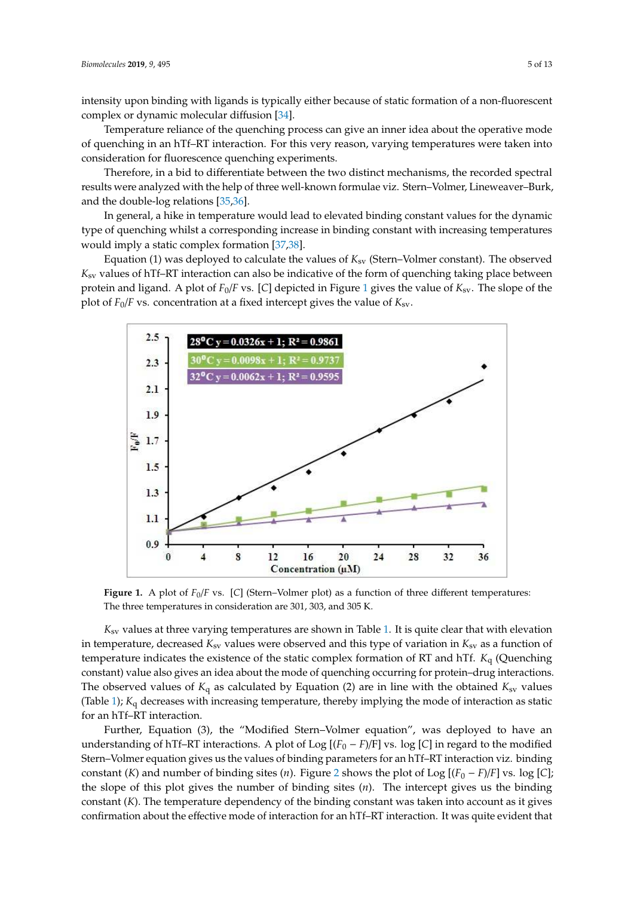intensity upon binding with ligands is typically either because of static formation of a non-fluorescent complex or dynamic molecular diffusion [34].

Temperature reliance of the quenching process can give an inner idea about the operative mode of quenching in an hTf–RT interaction. For this very reason, varying temperatures were taken into consideration for fluorescence quenching experiments.

Therefore, in a bid to differentiate between the two distinct mechanisms, the recorded spectral results were analyzed with the help of three well-known formulae viz. Stern–Volmer, Lineweaver–Burk, and the double-log relations [35,36].

In general, a hike in temperature would lead to elevated binding constant values for the dynamic type of quenching whilst a corresponding increase in binding constant with increasing temperatures would imply a static complex formation [37,38].

Equation (1) was deployed to calculate the values of $K_{sv}$ (Stern–Volmer constant). The observed $K_{sv}$ values of hTf–RT interaction can also be indicative of the form of quenching taking place between protein and ligand. A plot of $F_0/F$ vs. [$C$] depicted in Figure 1 gives the value of $K_{sv}$. The slope of the plot of $F_0/F$ vs. concentration at a fixed intercept gives the value of $K_{sv}$.

**Figure 1.** A plot of $F_0/F$ vs. [$C$] (Stern–Volmer plot) as a function of three different temperatures: The three temperatures in consideration are 301, 303, and 305 K.

$K_{sv}$ values at three varying temperatures are shown in Table 1. It is quite clear that with elevation in temperature, decreased $K_{sv}$ values were observed and this type of variation in $K_{sv}$ as a function of temperature indicates the existence of the static complex formation of RT and hTf. $K_q$ (Quenching constant) value also gives an idea about the mode of quenching occurring for protein–drug interactions. The observed values of $K_q$ as calculated by Equation (2) are in line with the obtained $K_{sv}$ values (Table 1); $K_q$ decreases with increasing temperature, thereby implying the mode of interaction as static for an hTf–RT interaction.

Further, Equation (3), the "Modified Stern–Volmer equation", was deployed to have an understanding of hTf–RT interactions. A plot of Log [$(F_0 - F)/F$] vs. log [$C$] in regard to the modified Stern–Volmer equation gives us the values of binding parameters for an hTf–RT interaction viz. binding constant ($K$) and number of binding sites ($n$). Figure 2 shows the plot of Log [$(F_0 - F)/F$] vs. log [$C$]; the slope of this plot gives the number of binding sites ($n$). The intercept gives us the binding constant ($K$). The temperature dependency of the binding constant was taken into account as it gives confirmation about the effective mode of interaction for an hTf–RT interaction. It was quite evident that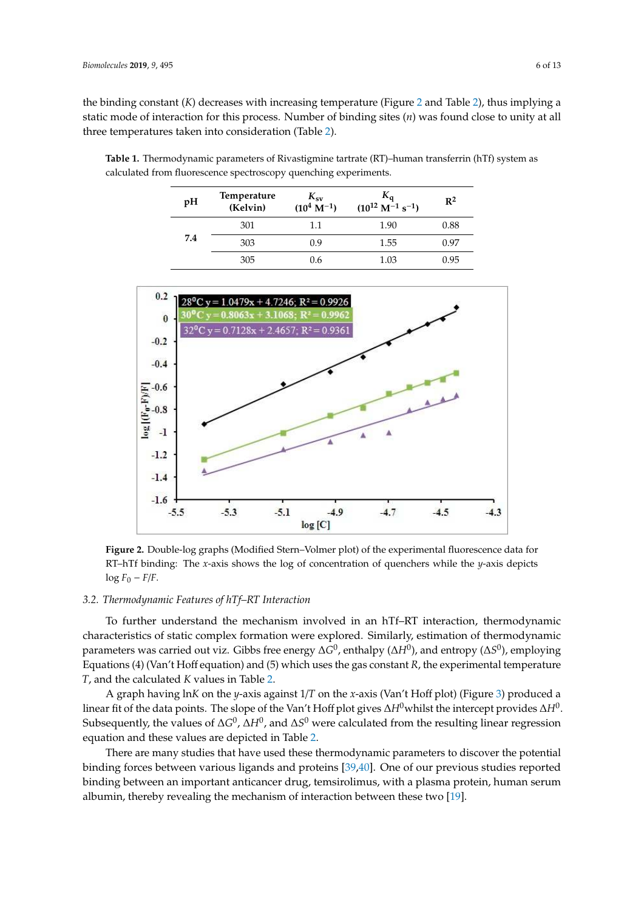the binding constant ($K$) decreases with increasing temperature (Figure 2 and Table 2), thus implying a static mode of interaction for this process. Number of binding sites ($n$) was found close to unity at all three temperatures taken into consideration (Table 2).

**Table 1.** Thermodynamic parameters of Rivastigmine tartrate (RT)–human transferrin (hTf) system as calculated from fluorescence spectroscopy quenching experiments.

| pH | Temperature (Kelvin) | $K_{sv}$ ($10^4$ $M^{-1}$) | $K_q$ ($10^{12}$ $M^{-1}$ $s^{-1}$) | $R^2$ |
|---|---|---|---|---|
| 7.4 | 301 | 1.1 | 1.90 | 0.88 |
| | 303 | 0.9 | 1.55 | 0.97 |
| | 305 | 0.6 | 1.03 | 0.95 |

**Figure 2.** Double-log graphs (Modified Stern–Volmer plot) of the experimental fluorescence data for RT–hTf binding: The $x$-axis shows the log of concentration of quenchers while the $y$-axis depicts $\log F_0 - F/F$.

### 3.2. Thermodynamic Features of hTf–RT Interaction

To further understand the mechanism involved in an hTf–RT interaction, thermodynamic characteristics of static complex formation were explored. Similarly, estimation of thermodynamic parameters was carried out viz. Gibbs free energy $\Delta G^0$, enthalpy ($\Delta H^0$), and entropy ($\Delta S^0$), employing Equations (4) (Van't Hoff equation) and (5) which uses the gas constant $R$, the experimental temperature $T$, and the calculated $K$ values in Table 2.

A graph having $\ln K$ on the $y$-axis against $1/T$ on the $x$-axis (Van't Hoff plot) (Figure 3) produced a linear fit of the data points. The slope of the Van't Hoff plot gives $\Delta H^0$whilst the intercept provides $\Delta H^0$. Subsequently, the values of $\Delta G^0$, $\Delta H^0$, and $\Delta S^0$ were calculated from the resulting linear regression equation and these values are depicted in Table 2.

There are many studies that have used these thermodynamic parameters to discover the potential binding forces between various ligands and proteins [39,40]. One of our previous studies reported binding between an important anticancer drug, temsirolimus, with a plasma protein, human serum albumin, thereby revealing the mechanism of interaction between these two [19].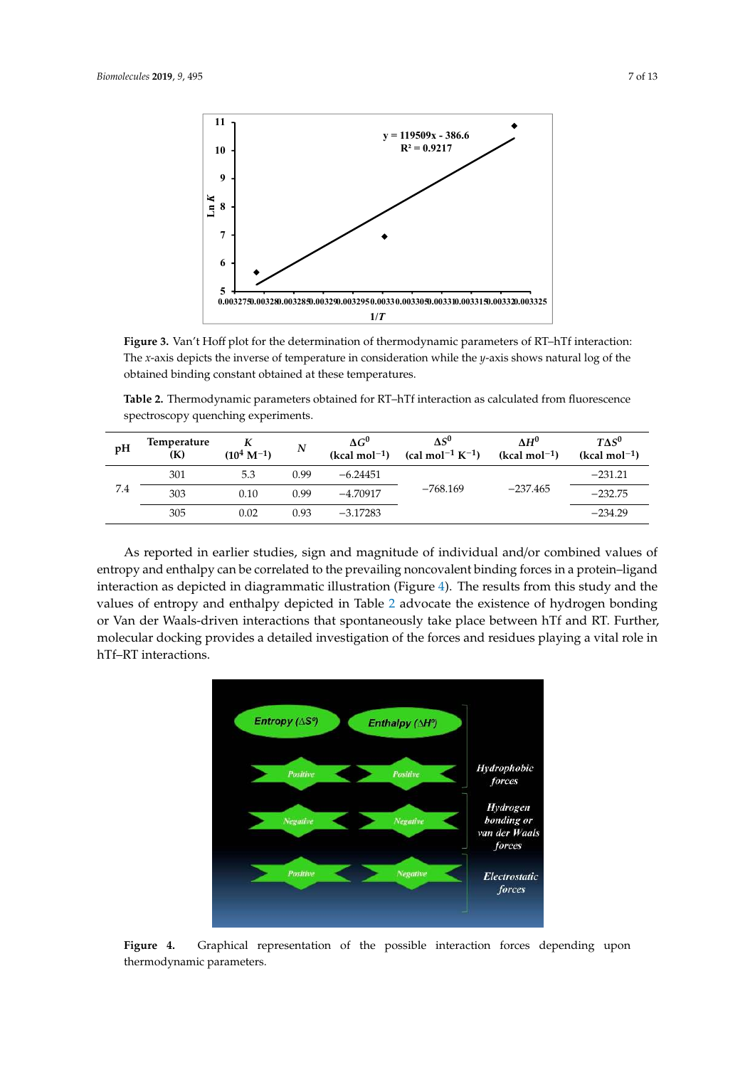**Figure 3.** Van't Hoff plot for the determination of thermodynamic parameters of RT–hTf interaction: The *x*-axis depicts the inverse of temperature in consideration while the *y*-axis shows natural log of the obtained binding constant obtained at these temperatures.

**Table 2.** Thermodynamic parameters obtained for RT–hTf interaction as calculated from fluorescence spectroscopy quenching experiments.

| pH | Temperature (K) | $K$ ($10^4$ $M^{-1}$) | $N$ | $\Delta G^0$ (kcal mol$^{-1}$) | $\Delta S^0$ (cal mol$^{-1}$ K$^{-1}$) | $\Delta H^0$ (kcal mol$^{-1}$) | $T\Delta S^0$ (kcal mol$^{-1}$) |
|---|---|---|---|---|---|---|---|
| 7.4 | 301 | 5.3 | 0.99 | −6.24451 | −768.169 | −237.465 | −231.21 |
| | 303 | 0.10 | 0.99 | −4.70917 | | | −232.75 |
| | 305 | 0.02 | 0.93 | −3.17283 | | | −234.29 |

As reported in earlier studies, sign and magnitude of individual and/or combined values of entropy and enthalpy can be correlated to the prevailing noncovalent binding forces in a protein–ligand interaction as depicted in diagrammatic illustration (Figure 4). The results from this study and the values of entropy and enthalpy depicted in Table 2 advocate the existence of hydrogen bonding or Van der Waals-driven interactions that spontaneously take place between hTf and RT. Further, molecular docking provides a detailed investigation of the forces and residues playing a vital role in hTf–RT interactions.

**Figure 4.** Graphical representation of the possible interaction forces depending upon thermodynamic parameters.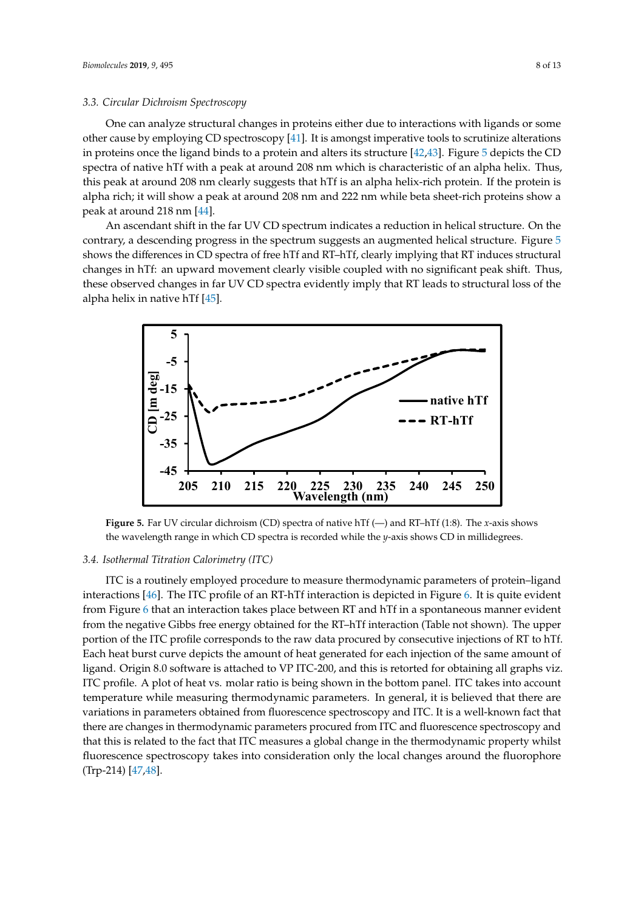### 3.3. Circular Dichroism Spectroscopy

One can analyze structural changes in proteins either due to interactions with ligands or some other cause by employing CD spectroscopy [41]. It is amongst imperative tools to scrutinize alterations in proteins once the ligand binds to a protein and alters its structure [42,43]. Figure 5 depicts the CD spectra of native hTf with a peak at around 208 nm which is characteristic of an alpha helix. Thus, this peak at around 208 nm clearly suggests that hTf is an alpha helix-rich protein. If the protein is alpha rich; it will show a peak at around 208 nm and 222 nm while beta sheet-rich proteins show a peak at around 218 nm [44].

An ascendant shift in the far UV CD spectrum indicates a reduction in helical structure. On the contrary, a descending progress in the spectrum suggests an augmented helical structure. Figure 5 shows the differences in CD spectra of free hTf and RT–hTf, clearly implying that RT induces structural changes in hTf: an upward movement clearly visible coupled with no significant peak shift. Thus, these observed changes in far UV CD spectra evidently imply that RT leads to structural loss of the alpha helix in native hTf [45].

**Figure 5.** Far UV circular dichroism (CD) spectra of native hTf (—) and RT–hTf (1:8). The *x*-axis shows the wavelength range in which CD spectra is recorded while the *y*-axis shows CD in millidegrees.

### 3.4. Isothermal Titration Calorimetry (ITC)

ITC is a routinely employed procedure to measure thermodynamic parameters of protein–ligand interactions [46]. The ITC profile of an RT-hTf interaction is depicted in Figure 6. It is quite evident from Figure 6 that an interaction takes place between RT and hTf in a spontaneous manner evident from the negative Gibbs free energy obtained for the RT–hTf interaction (Table not shown). The upper portion of the ITC profile corresponds to the raw data procured by consecutive injections of RT to hTf. Each heat burst curve depicts the amount of heat generated for each injection of the same amount of ligand. Origin 8.0 software is attached to VP ITC-200, and this is retorted for obtaining all graphs viz. ITC profile. A plot of heat vs. molar ratio is being shown in the bottom panel. ITC takes into account temperature while measuring thermodynamic parameters. In general, it is believed that there are variations in parameters obtained from fluorescence spectroscopy and ITC. It is a well-known fact that there are changes in thermodynamic parameters procured from ITC and fluorescence spectroscopy and that this is related to the fact that ITC measures a global change in the thermodynamic property whilst fluorescence spectroscopy takes into consideration only the local changes around the fluorophore (Trp-214) [47,48].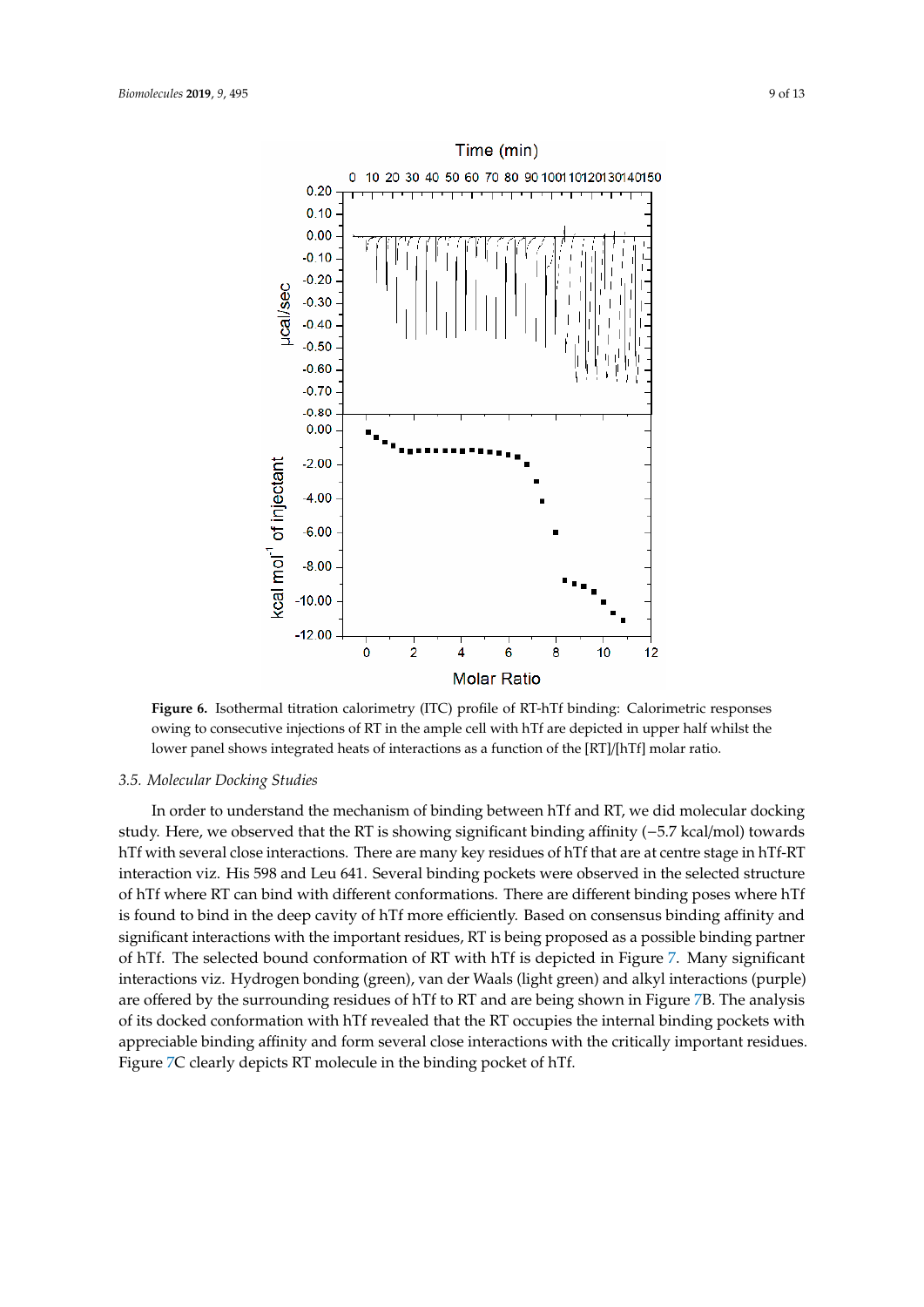**Figure 6.** Isothermal titration calorimetry (ITC) profile of RT-hTf binding: Calorimetric responses owing to consecutive injections of RT in the ample cell with hTf are depicted in upper half whilst the lower panel shows integrated heats of interactions as a function of the [RT]/[hTf] molar ratio.

### 3.5. Molecular Docking Studies

In order to understand the mechanism of binding between hTf and RT, we did molecular docking study. Here, we observed that the RT is showing significant binding affinity (−5.7 kcal/mol) towards hTf with several close interactions. There are many key residues of hTf that are at centre stage in hTf-RT interaction viz. His 598 and Leu 641. Several binding pockets were observed in the selected structure of hTf where RT can bind with different conformations. There are different binding poses where hTf is found to bind in the deep cavity of hTf more efficiently. Based on consensus binding affinity and significant interactions with the important residues, RT is being proposed as a possible binding partner of hTf. The selected bound conformation of RT with hTf is depicted in Figure 7. Many significant interactions viz. Hydrogen bonding (green), van der Waals (light green) and alkyl interactions (purple) are offered by the surrounding residues of hTf to RT and are being shown in Figure 7B. The analysis of its docked conformation with hTf revealed that the RT occupies the internal binding pockets with appreciable binding affinity and form several close interactions with the critically important residues. Figure 7C clearly depicts RT molecule in the binding pocket of hTf.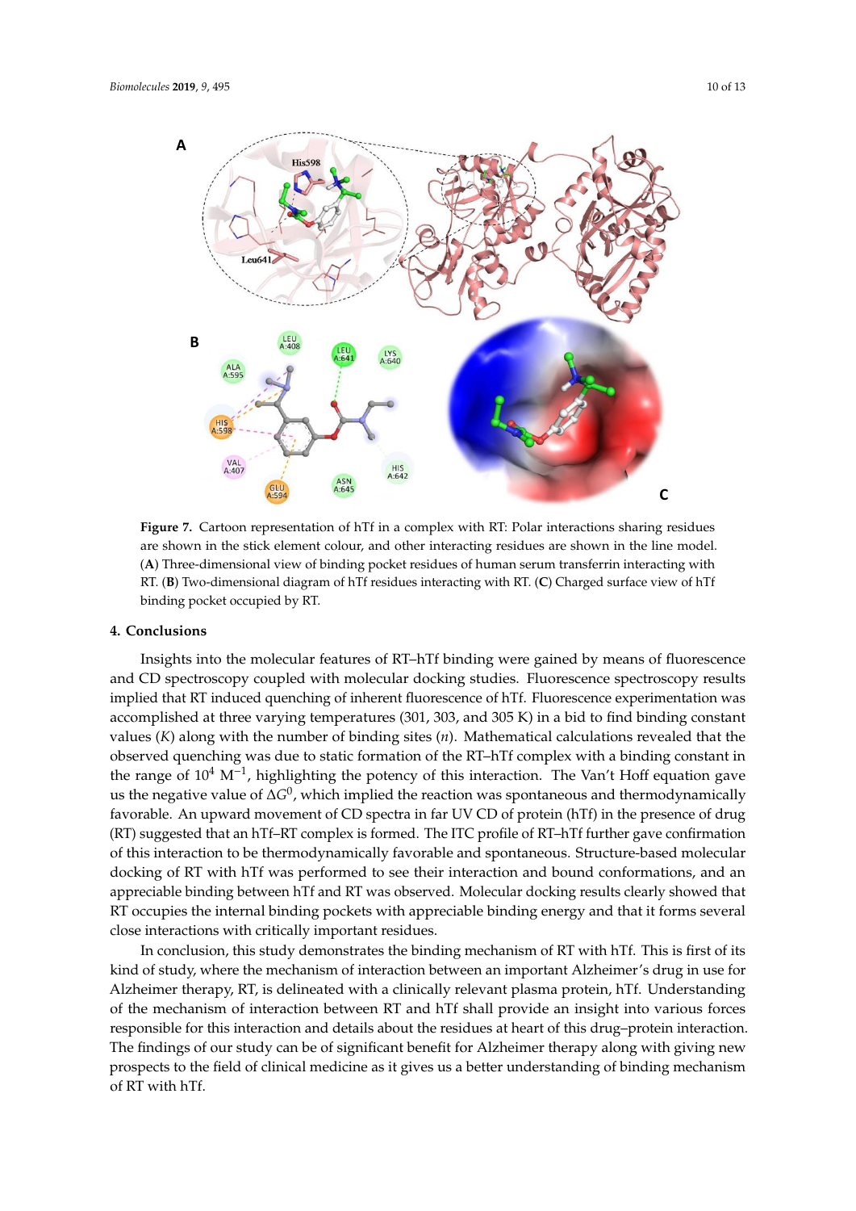**Figure 7.** Cartoon representation of hTf in a complex with RT: Polar interactions sharing residues are shown in the stick element colour, and other interacting residues are shown in the line model. (**A**) Three-dimensional view of binding pocket residues of human serum transferrin interacting with RT. (**B**) Two-dimensional diagram of hTf residues interacting with RT. (**C**) Charged surface view of hTf binding pocket occupied by RT.

## 4. Conclusions

Insights into the molecular features of RT–hTf binding were gained by means of fluorescence and CD spectroscopy coupled with molecular docking studies. Fluorescence spectroscopy results implied that RT induced quenching of inherent fluorescence of hTf. Fluorescence experimentation was accomplished at three varying temperatures (301, 303, and 305 K) in a bid to find binding constant values (*K*) along with the number of binding sites (*n*). Mathematical calculations revealed that the observed quenching was due to static formation of the RT–hTf complex with a binding constant in the range of $10^4$ $M^{-1}$, highlighting the potency of this interaction. The Van't Hoff equation gave us the negative value of $\Delta G^0$, which implied the reaction was spontaneous and thermodynamically favorable. An upward movement of CD spectra in far UV CD of protein (hTf) in the presence of drug (RT) suggested that an hTf–RT complex is formed. The ITC profile of RT–hTf further gave confirmation of this interaction to be thermodynamically favorable and spontaneous. Structure-based molecular docking of RT with hTf was performed to see their interaction and bound conformations, and an appreciable binding between hTf and RT was observed. Molecular docking results clearly showed that RT occupies the internal binding pockets with appreciable binding energy and that it forms several close interactions with critically important residues.

In conclusion, this study demonstrates the binding mechanism of RT with hTf. This is first of its kind of study, where the mechanism of interaction between an important Alzheimer's drug in use for Alzheimer therapy, RT, is delineated with a clinically relevant plasma protein, hTf. Understanding of the mechanism of interaction between RT and hTf shall provide an insight into various forces responsible for this interaction and details about the residues at heart of this drug–protein interaction. The findings of our study can be of significant benefit for Alzheimer therapy along with giving new prospects to the field of clinical medicine as it gives us a better understanding of binding mechanism of RT with hTf.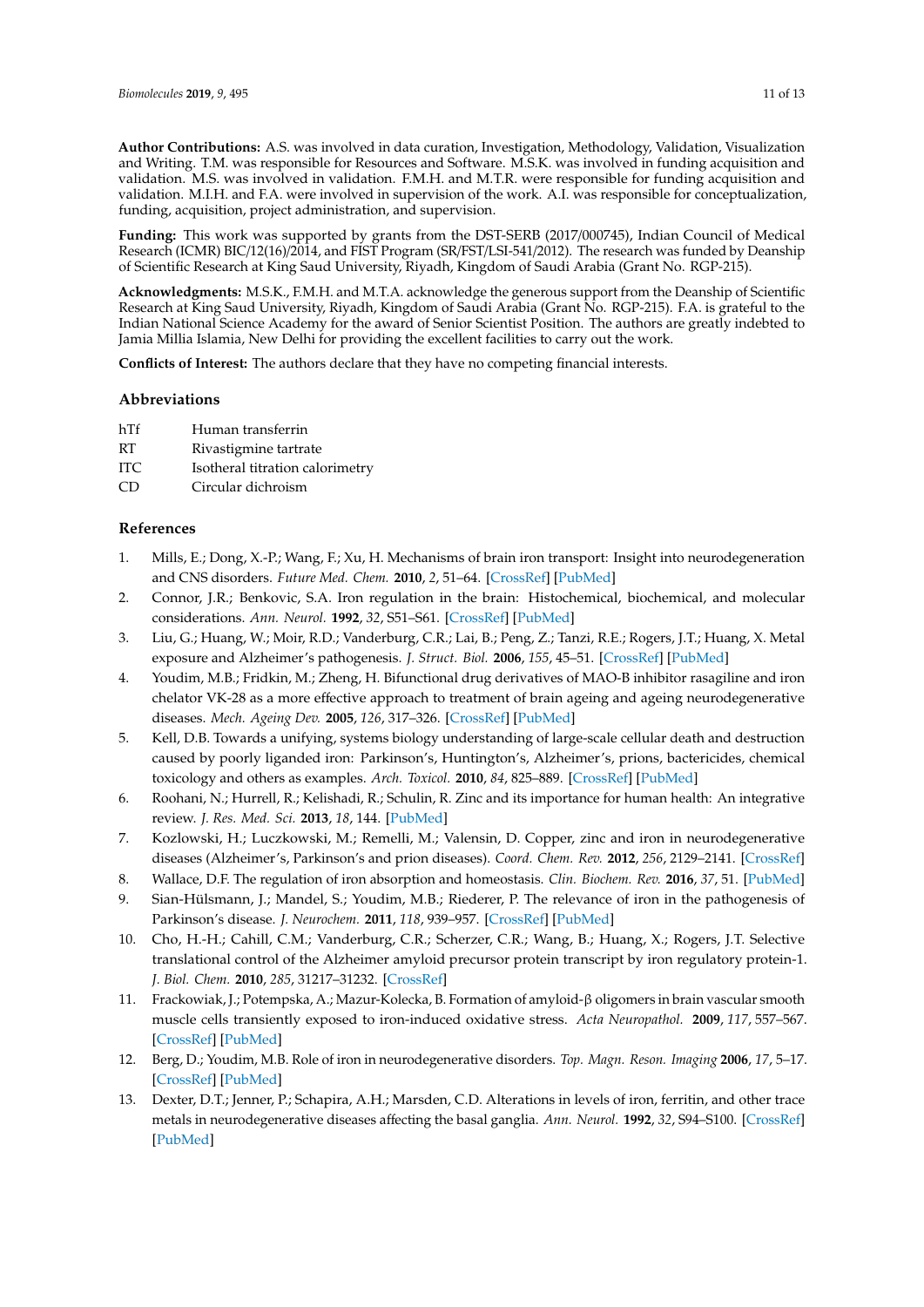**Author Contributions:** A.S. was involved in data curation, Investigation, Methodology, Validation, Visualization and Writing. T.M. was responsible for Resources and Software. M.S.K. was involved in funding acquisition and validation. M.S. was involved in validation. F.M.H. and M.T.R. were responsible for funding acquisition and validation. M.I.H. and F.A. were involved in supervision of the work. A.I. was responsible for conceptualization, funding, acquisition, project administration, and supervision.

**Funding:** This work was supported by grants from the DST-SERB (2017/000745), Indian Council of Medical Research (ICMR) BIC/12(16)/2014, and FIST Program (SR/FST/LSI-541/2012). The research was funded by Deanship of Scientific Research at King Saud University, Riyadh, Kingdom of Saudi Arabia (Grant No. RGP-215).

**Acknowledgments:** M.S.K., F.M.H. and M.T.A. acknowledge the generous support from the Deanship of Scientific Research at King Saud University, Riyadh, Kingdom of Saudi Arabia (Grant No. RGP-215). F.A. is grateful to the Indian National Science Academy for the award of Senior Scientist Position. The authors are greatly indebted to Jamia Millia Islamia, New Delhi for providing the excellent facilities to carry out the work.

**Conflicts of Interest:** The authors declare that they have no competing financial interests.

## Abbreviations

| | |
|---|---|
| hTf | Human transferrin |
| RT | Rivastigmine tartrate |
| ITC | Isotheral titration calorimetry |
| CD | Circular dichroism |

## References

1. Mills, E.; Dong, X.-P.; Wang, F.; Xu, H. Mechanisms of brain iron transport: Insight into neurodegeneration and CNS disorders. *Future Med. Chem.* **2010**, *2*, 51–64. [CrossRef] [PubMed]
2. Connor, J.R.; Benkovic, S.A. Iron regulation in the brain: Histochemical, biochemical, and molecular considerations. *Ann. Neurol.* **1992**, *32*, S51–S61. [CrossRef] [PubMed]
3. Liu, G.; Huang, W.; Moir, R.D.; Vanderburg, C.R.; Lai, B.; Peng, Z.; Tanzi, R.E.; Rogers, J.T.; Huang, X. Metal exposure and Alzheimer's pathogenesis. *J. Struct. Biol.* **2006**, *155*, 45–51. [CrossRef] [PubMed]
4. Youdim, M.B.; Fridkin, M.; Zheng, H. Bifunctional drug derivatives of MAO-B inhibitor rasagiline and iron chelator VK-28 as a more effective approach to treatment of brain ageing and ageing neurodegenerative diseases. *Mech. Ageing Dev.* **2005**, *126*, 317–326. [CrossRef] [PubMed]
5. Kell, D.B. Towards a unifying, systems biology understanding of large-scale cellular death and destruction caused by poorly liganded iron: Parkinson's, Huntington's, Alzheimer's, prions, bactericides, chemical toxicology and others as examples. *Arch. Toxicol.* **2010**, *84*, 825–889. [CrossRef] [PubMed]
6. Roohani, N.; Hurrell, R.; Kelishadi, R.; Schulin, R. Zinc and its importance for human health: An integrative review. *J. Res. Med. Sci.* **2013**, *18*, 144. [PubMed]
7. Kozlowski, H.; Luczkowski, M.; Remelli, M.; Valensin, D. Copper, zinc and iron in neurodegenerative diseases (Alzheimer's, Parkinson's and prion diseases). *Coord. Chem. Rev.* **2012**, *256*, 2129–2141. [CrossRef]
8. Wallace, D.F. The regulation of iron absorption and homeostasis. *Clin. Biochem. Rev.* **2016**, *37*, 51. [PubMed]
9. Sian-Hülsmann, J.; Mandel, S.; Youdim, M.B.; Riederer, P. The relevance of iron in the pathogenesis of Parkinson's disease. *J. Neurochem.* **2011**, *118*, 939–957. [CrossRef] [PubMed]
10. Cho, H.-H.; Cahill, C.M.; Vanderburg, C.R.; Scherzer, C.R.; Wang, B.; Huang, X.; Rogers, J.T. Selective translational control of the Alzheimer amyloid precursor protein transcript by iron regulatory protein-1. *J. Biol. Chem.* **2010**, *285*, 31217–31232. [CrossRef]
11. Frackowiak, J.; Potempska, A.; Mazur-Kolecka, B. Formation of amyloid-β oligomers in brain vascular smooth muscle cells transiently exposed to iron-induced oxidative stress. *Acta Neuropathol.* **2009**, *117*, 557–567. [CrossRef] [PubMed]
12. Berg, D.; Youdim, M.B. Role of iron in neurodegenerative disorders. *Top. Magn. Reson. Imaging* **2006**, *17*, 5–17. [CrossRef] [PubMed]
13. Dexter, D.T.; Jenner, P.; Schapira, A.H.; Marsden, C.D. Alterations in levels of iron, ferritin, and other trace metals in neurodegenerative diseases affecting the basal ganglia. *Ann. Neurol.* **1992**, *32*, S94–S100. [CrossRef] [PubMed]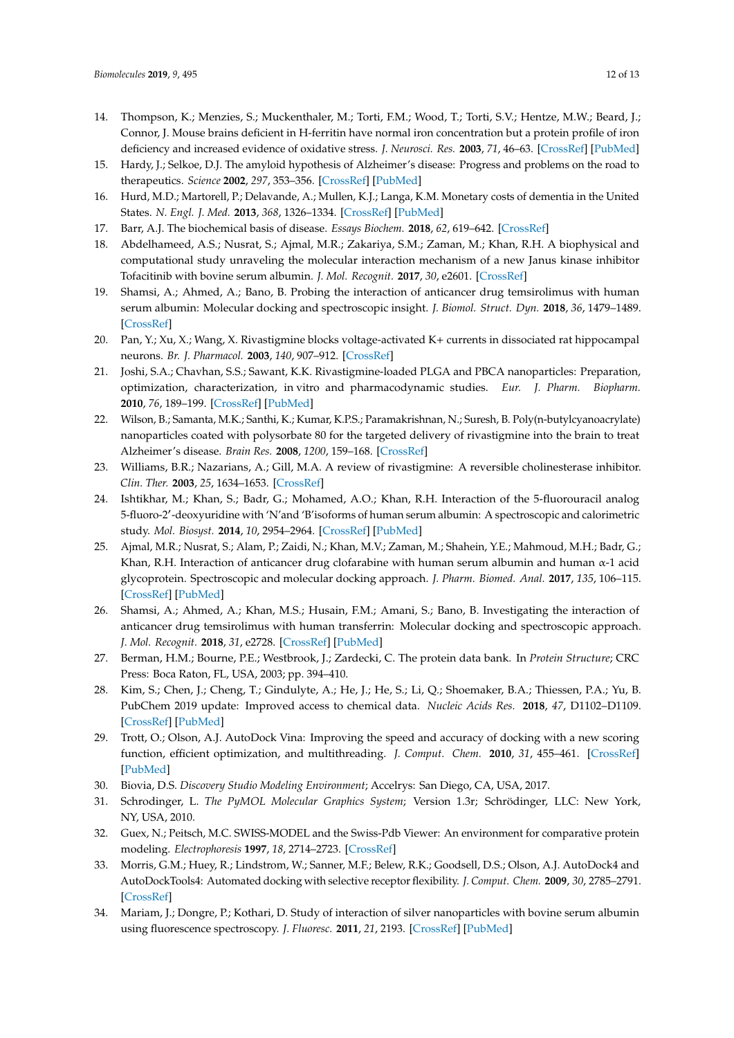14. Thompson, K.; Menzies, S.; Muckenthaler, M.; Torti, F.M.; Wood, T.; Torti, S.V.; Hentze, M.W.; Beard, J.; Connor, J. Mouse brains deficient in H-ferritin have normal iron concentration but a protein profile of iron deficiency and increased evidence of oxidative stress. *J. Neurosci. Res.* **2003**, *71*, 46–63. [CrossRef] [PubMed]
15. Hardy, J.; Selkoe, D.J. The amyloid hypothesis of Alzheimer's disease: Progress and problems on the road to therapeutics. *Science* **2002**, *297*, 353–356. [CrossRef] [PubMed]
16. Hurd, M.D.; Martorell, P.; Delavande, A.; Mullen, K.J.; Langa, K.M. Monetary costs of dementia in the United States. *N. Engl. J. Med.* **2013**, *368*, 1326–1334. [CrossRef] [PubMed]
17. Barr, A.J. The biochemical basis of disease. *Essays Biochem.* **2018**, *62*, 619–642. [CrossRef]
18. Abdelhameed, A.S.; Nusrat, S.; Ajmal, M.R.; Zakariya, S.M.; Zaman, M.; Khan, R.H. A biophysical and computational study unraveling the molecular interaction mechanism of a new Janus kinase inhibitor Tofacitinib with bovine serum albumin. *J. Mol. Recognit.* **2017**, *30*, e2601. [CrossRef]
19. Shamsi, A.; Ahmed, A.; Bano, B. Probing the interaction of anticancer drug temsirolimus with human serum albumin: Molecular docking and spectroscopic insight. *J. Biomol. Struct. Dyn.* **2018**, *36*, 1479–1489. [CrossRef]
20. Pan, Y.; Xu, X.; Wang, X. Rivastigmine blocks voltage-activated K+ currents in dissociated rat hippocampal neurons. *Br. J. Pharmacol.* **2003**, *140*, 907–912. [CrossRef]
21. Joshi, S.A.; Chavhan, S.S.; Sawant, K.K. Rivastigmine-loaded PLGA and PBCA nanoparticles: Preparation, optimization, characterization, in vitro and pharmacodynamic studies. *Eur. J. Pharm. Biopharm.* **2010**, *76*, 189–199. [CrossRef] [PubMed]
22. Wilson, B.; Samanta, M.K.; Santhi, K.; Kumar, K.P.S.; Paramakrishnan, N.; Suresh, B. Poly(n-butylcyanoacrylate) nanoparticles coated with polysorbate 80 for the targeted delivery of rivastigmine into the brain to treat Alzheimer's disease. *Brain Res.* **2008**, *1200*, 159–168. [CrossRef]
23. Williams, B.R.; Nazarians, A.; Gill, M.A. A review of rivastigmine: A reversible cholinesterase inhibitor. *Clin. Ther.* **2003**, *25*, 1634–1653. [CrossRef]
24. Ishtikhar, M.; Khan, S.; Badr, G.; Mohamed, A.O.; Khan, R.H. Interaction of the 5-fluorouracil analog 5-fluoro-2'-deoxyuridine with 'N'and 'B'isoforms of human serum albumin: A spectroscopic and calorimetric study. *Mol. Biosyst.* **2014**, *10*, 2954–2964. [CrossRef] [PubMed]
25. Ajmal, M.R.; Nusrat, S.; Alam, P.; Zaidi, N.; Khan, M.V.; Zaman, M.; Shahein, Y.E.; Mahmoud, M.H.; Badr, G.; Khan, R.H. Interaction of anticancer drug clofarabine with human serum albumin and human α-1 acid glycoprotein. Spectroscopic and molecular docking approach. *J. Pharm. Biomed. Anal.* **2017**, *135*, 106–115. [CrossRef] [PubMed]
26. Shamsi, A.; Ahmed, A.; Khan, M.S.; Husain, F.M.; Amani, S.; Bano, B. Investigating the interaction of anticancer drug temsirolimus with human transferrin: Molecular docking and spectroscopic approach. *J. Mol. Recognit.* **2018**, *31*, e2728. [CrossRef] [PubMed]
27. Berman, H.M.; Bourne, P.E.; Westbrook, J.; Zardecki, C. The protein data bank. In *Protein Structure*; CRC Press: Boca Raton, FL, USA, 2003; pp. 394–410.
28. Kim, S.; Chen, J.; Cheng, T.; Gindulyte, A.; He, J.; He, S.; Li, Q.; Shoemaker, B.A.; Thiessen, P.A.; Yu, B. PubChem 2019 update: Improved access to chemical data. *Nucleic Acids Res.* **2018**, *47*, D1102–D1109. [CrossRef] [PubMed]
29. Trott, O.; Olson, A.J. AutoDock Vina: Improving the speed and accuracy of docking with a new scoring function, efficient optimization, and multithreading. *J. Comput. Chem.* **2010**, *31*, 455–461. [CrossRef] [PubMed]
30. Biovia, D.S. *Discovery Studio Modeling Environment*; Accelrys: San Diego, CA, USA, 2017.
31. Schrodinger, L. *The PyMOL Molecular Graphics System*; Version 1.3r; Schrödinger, LLC: New York, NY, USA, 2010.
32. Guex, N.; Peitsch, M.C. SWISS-MODEL and the Swiss-Pdb Viewer: An environment for comparative protein modeling. *Electrophoresis* **1997**, *18*, 2714–2723. [CrossRef]
33. Morris, G.M.; Huey, R.; Lindstrom, W.; Sanner, M.F.; Belew, R.K.; Goodsell, D.S.; Olson, A.J. AutoDock4 and AutoDockTools4: Automated docking with selective receptor flexibility. *J. Comput. Chem.* **2009**, *30*, 2785–2791. [CrossRef]
34. Mariam, J.; Dongre, P.; Kothari, D. Study of interaction of silver nanoparticles with bovine serum albumin using fluorescence spectroscopy. *J. Fluoresc.* **2011**, *21*, 2193. [CrossRef] [PubMed]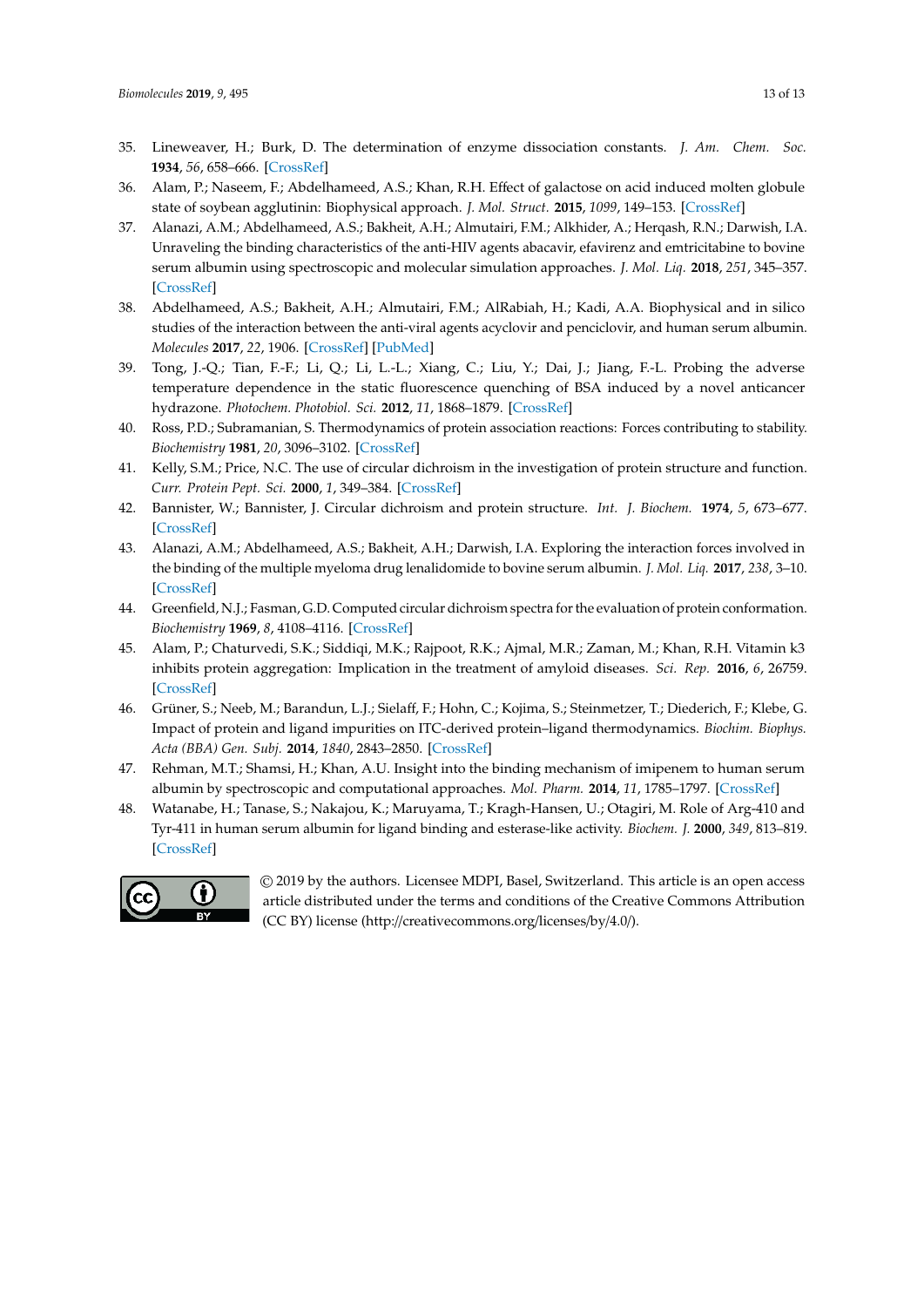35. Lineweaver, H.; Burk, D. The determination of enzyme dissociation constants. *J. Am. Chem. Soc.* **1934**, *56*, 658–666. [CrossRef]
36. Alam, P.; Naseem, F.; Abdelhameed, A.S.; Khan, R.H. Effect of galactose on acid induced molten globule state of soybean agglutinin: Biophysical approach. *J. Mol. Struct.* **2015**, *1099*, 149–153. [CrossRef]
37. Alanazi, A.M.; Abdelhameed, A.S.; Bakheit, A.H.; Almutairi, F.M.; Alkhider, A.; Herqash, R.N.; Darwish, I.A. Unraveling the binding characteristics of the anti-HIV agents abacavir, efavirenz and emtricitabine to bovine serum albumin using spectroscopic and molecular simulation approaches. *J. Mol. Liq.* **2018**, *251*, 345–357. [CrossRef]
38. Abdelhameed, A.S.; Bakheit, A.H.; Almutairi, F.M.; AlRabiah, H.; Kadi, A.A. Biophysical and in silico studies of the interaction between the anti-viral agents acyclovir and penciclovir, and human serum albumin. *Molecules* **2017**, *22*, 1906. [CrossRef] [PubMed]
39. Tong, J.-Q.; Tian, F.-F.; Li, Q.; Li, L.-L.; Xiang, C.; Liu, Y.; Dai, J.; Jiang, F.-L. Probing the adverse temperature dependence in the static fluorescence quenching of BSA induced by a novel anticancer hydrazone. *Photochem. Photobiol. Sci.* **2012**, *11*, 1868–1879. [CrossRef]
40. Ross, P.D.; Subramanian, S. Thermodynamics of protein association reactions: Forces contributing to stability. *Biochemistry* **1981**, *20*, 3096–3102. [CrossRef]
41. Kelly, S.M.; Price, N.C. The use of circular dichroism in the investigation of protein structure and function. *Curr. Protein Pept. Sci.* **2000**, *1*, 349–384. [CrossRef]
42. Bannister, W.; Bannister, J. Circular dichroism and protein structure. *Int. J. Biochem.* **1974**, *5*, 673–677. [CrossRef]
43. Alanazi, A.M.; Abdelhameed, A.S.; Bakheit, A.H.; Darwish, I.A. Exploring the interaction forces involved in the binding of the multiple myeloma drug lenalidomide to bovine serum albumin. *J. Mol. Liq.* **2017**, *238*, 3–10. [CrossRef]
44. Greenfield, N.J.; Fasman, G.D. Computed circular dichroism spectra for the evaluation of protein conformation. *Biochemistry* **1969**, *8*, 4108–4116. [CrossRef]
45. Alam, P.; Chaturvedi, S.K.; Siddiqi, M.K.; Rajpoot, R.K.; Ajmal, M.R.; Zaman, M.; Khan, R.H. Vitamin k3 inhibits protein aggregation: Implication in the treatment of amyloid diseases. *Sci. Rep.* **2016**, *6*, 26759. [CrossRef]
46. Grüner, S.; Neeb, M.; Barandun, L.J.; Sielaff, F.; Hohn, C.; Kojima, S.; Steinmetzer, T.; Diederich, F.; Klebe, G. Impact of protein and ligand impurities on ITC-derived protein–ligand thermodynamics. *Biochim. Biophys. Acta (BBA) Gen. Subj.* **2014**, *1840*, 2843–2850. [CrossRef]
47. Rehman, M.T.; Shamsi, H.; Khan, A.U. Insight into the binding mechanism of imipenem to human serum albumin by spectroscopic and computational approaches. *Mol. Pharm.* **2014**, *11*, 1785–1797. [CrossRef]
48. Watanabe, H.; Tanase, S.; Nakajou, K.; Maruyama, T.; Kragh-Hansen, U.; Otagiri, M. Role of Arg-410 and Tyr-411 in human serum albumin for ligand binding and esterase-like activity. *Biochem. J.* **2000**, *349*, 813–819. [CrossRef]

© 2019 by the authors. Licensee MDPI, Basel, Switzerland. This article is an open access article distributed under the terms and conditions of the Creative Commons Attribution (CC BY) license (http://creativecommons.org/licenses/by/4.0/).